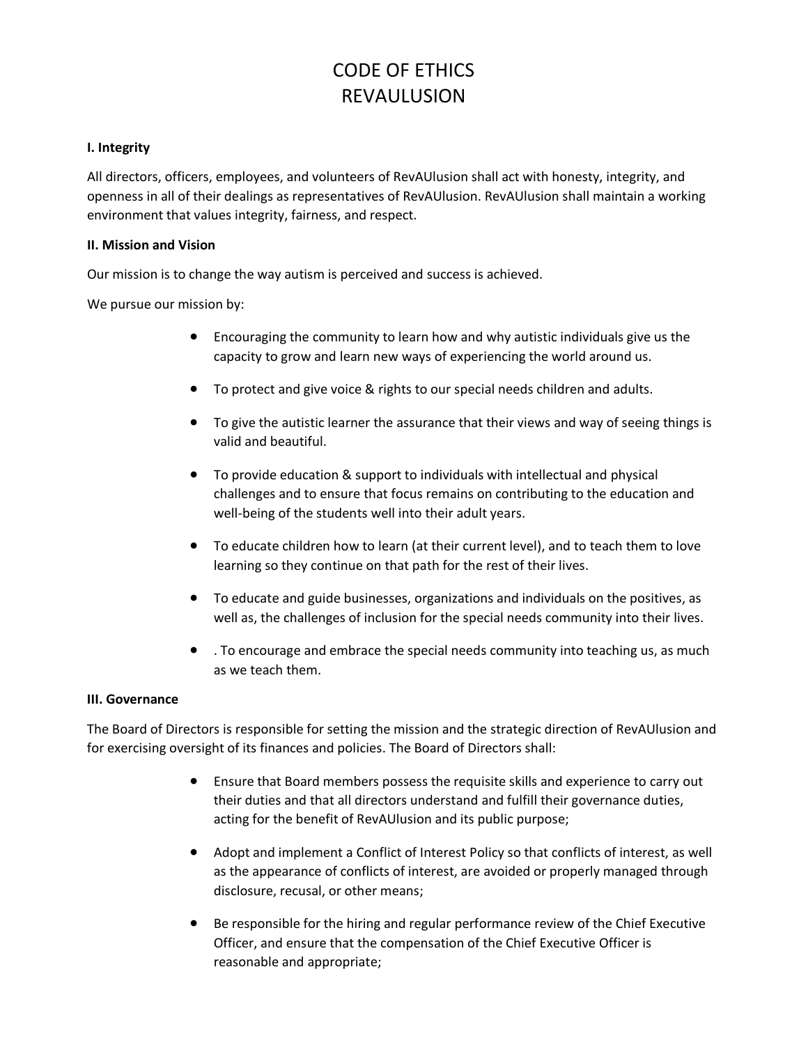# CODE OF ETHICS
# REVAULUSION

**I. Integrity**

All directors, officers, employees, and volunteers of RevAUlusion shall act with honesty, integrity, and openness in all of their dealings as representatives of RevAUlusion. RevAUlusion shall maintain a working environment that values integrity, fairness, and respect.

**II. Mission and Vision**

Our mission is to change the way autism is perceived and success is achieved.

We pursue our mission by:

- Encouraging the community to learn how and why autistic individuals give us the capacity to grow and learn new ways of experiencing the world around us.
- To protect and give voice & rights to our special needs children and adults.
- To give the autistic learner the assurance that their views and way of seeing things is valid and beautiful.
- To provide education & support to individuals with intellectual and physical challenges and to ensure that focus remains on contributing to the education and well-being of the students well into their adult years.
- To educate children how to learn (at their current level), and to teach them to love learning so they continue on that path for the rest of their lives.
- To educate and guide businesses, organizations and individuals on the positives, as well as, the challenges of inclusion for the special needs community into their lives.
- . To encourage and embrace the special needs community into teaching us, as much as we teach them.

**III. Governance**

The Board of Directors is responsible for setting the mission and the strategic direction of RevAUlusion and for exercising oversight of its finances and policies. The Board of Directors shall:

- Ensure that Board members possess the requisite skills and experience to carry out their duties and that all directors understand and fulfill their governance duties, acting for the benefit of RevAUlusion and its public purpose;
- Adopt and implement a Conflict of Interest Policy so that conflicts of interest, as well as the appearance of conflicts of interest, are avoided or properly managed through disclosure, recusal, or other means;
- Be responsible for the hiring and regular performance review of the Chief Executive Officer, and ensure that the compensation of the Chief Executive Officer is reasonable and appropriate;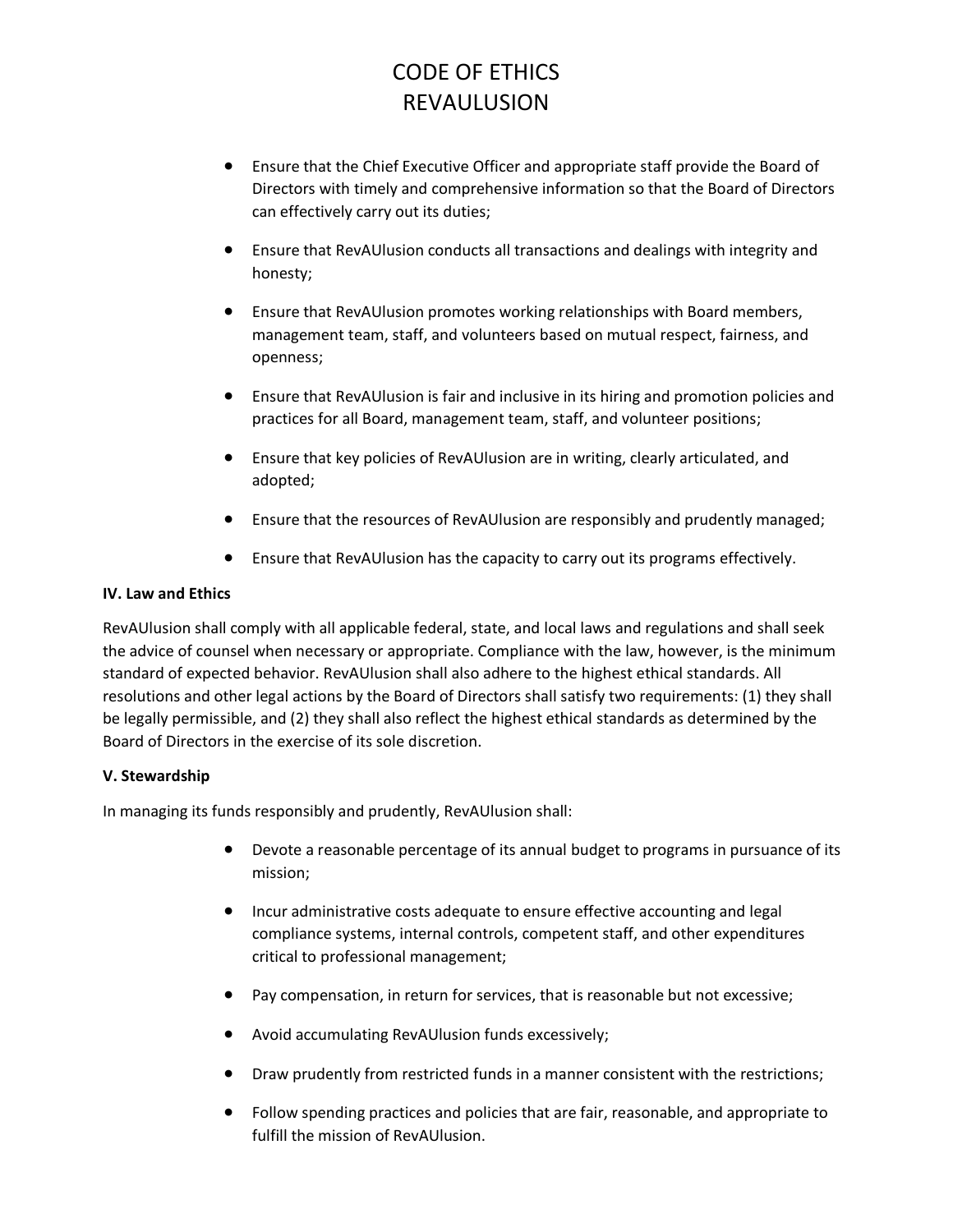- Ensure that the Chief Executive Officer and appropriate staff provide the Board of Directors with timely and comprehensive information so that the Board of Directors can effectively carry out its duties;
- Ensure that RevAUlusion conducts all transactions and dealings with integrity and honesty;
- Ensure that RevAUlusion promotes working relationships with Board members, management team, staff, and volunteers based on mutual respect, fairness, and openness;
- Ensure that RevAUlusion is fair and inclusive in its hiring and promotion policies and practices for all Board, management team, staff, and volunteer positions;
- Ensure that key policies of RevAUlusion are in writing, clearly articulated, and adopted;
- Ensure that the resources of RevAUlusion are responsibly and prudently managed;
- Ensure that RevAUlusion has the capacity to carry out its programs effectively.

**IV. Law and Ethics**

RevAUlusion shall comply with all applicable federal, state, and local laws and regulations and shall seek the advice of counsel when necessary or appropriate. Compliance with the law, however, is the minimum standard of expected behavior. RevAUlusion shall also adhere to the highest ethical standards. All resolutions and other legal actions by the Board of Directors shall satisfy two requirements: (1) they shall be legally permissible, and (2) they shall also reflect the highest ethical standards as determined by the Board of Directors in the exercise of its sole discretion.

**V. Stewardship**

In managing its funds responsibly and prudently, RevAUlusion shall:

- Devote a reasonable percentage of its annual budget to programs in pursuance of its mission;
- Incur administrative costs adequate to ensure effective accounting and legal compliance systems, internal controls, competent staff, and other expenditures critical to professional management;
- Pay compensation, in return for services, that is reasonable but not excessive;
- Avoid accumulating RevAUlusion funds excessively;
- Draw prudently from restricted funds in a manner consistent with the restrictions;
- Follow spending practices and policies that are fair, reasonable, and appropriate to fulfill the mission of RevAUlusion.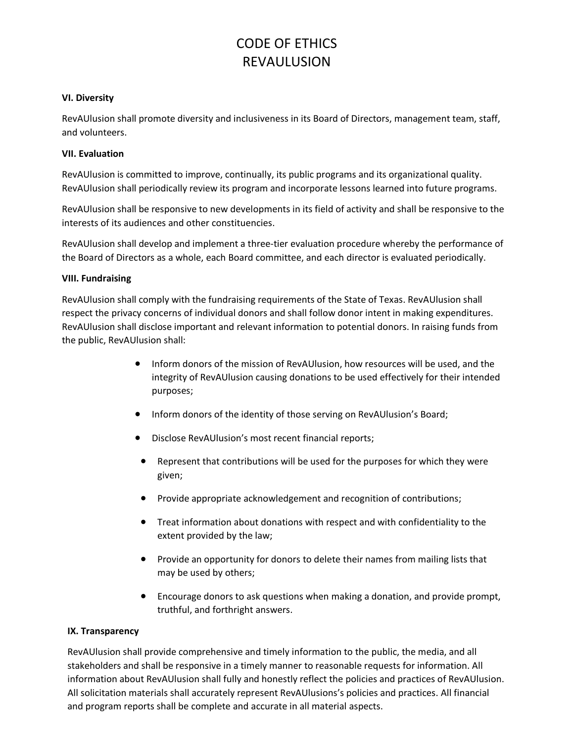# CODE OF ETHICS
# REVAULUSION

**VI. Diversity**

RevAUlusion shall promote diversity and inclusiveness in its Board of Directors, management team, staff, and volunteers.

**VII. Evaluation**

RevAUlusion is committed to improve, continually, its public programs and its organizational quality. RevAUlusion shall periodically review its program and incorporate lessons learned into future programs.

RevAUlusion shall be responsive to new developments in its field of activity and shall be responsive to the interests of its audiences and other constituencies.

RevAUlusion shall develop and implement a three-tier evaluation procedure whereby the performance of the Board of Directors as a whole, each Board committee, and each director is evaluated periodically.

**VIII. Fundraising**

RevAUlusion shall comply with the fundraising requirements of the State of Texas. RevAUlusion shall respect the privacy concerns of individual donors and shall follow donor intent in making expenditures. RevAUlusion shall disclose important and relevant information to potential donors. In raising funds from the public, RevAUlusion shall:

- Inform donors of the mission of RevAUlusion, how resources will be used, and the integrity of RevAUlusion causing donations to be used effectively for their intended purposes;
- Inform donors of the identity of those serving on RevAUlusion's Board;
- Disclose RevAUlusion's most recent financial reports;
- Represent that contributions will be used for the purposes for which they were given;
- Provide appropriate acknowledgement and recognition of contributions;
- Treat information about donations with respect and with confidentiality to the extent provided by the law;
- Provide an opportunity for donors to delete their names from mailing lists that may be used by others;
- Encourage donors to ask questions when making a donation, and provide prompt, truthful, and forthright answers.

**IX. Transparency**

RevAUlusion shall provide comprehensive and timely information to the public, the media, and all stakeholders and shall be responsive in a timely manner to reasonable requests for information. All information about RevAUlusion shall fully and honestly reflect the policies and practices of RevAUlusion. All solicitation materials shall accurately represent RevAUlusions's policies and practices. All financial and program reports shall be complete and accurate in all material aspects.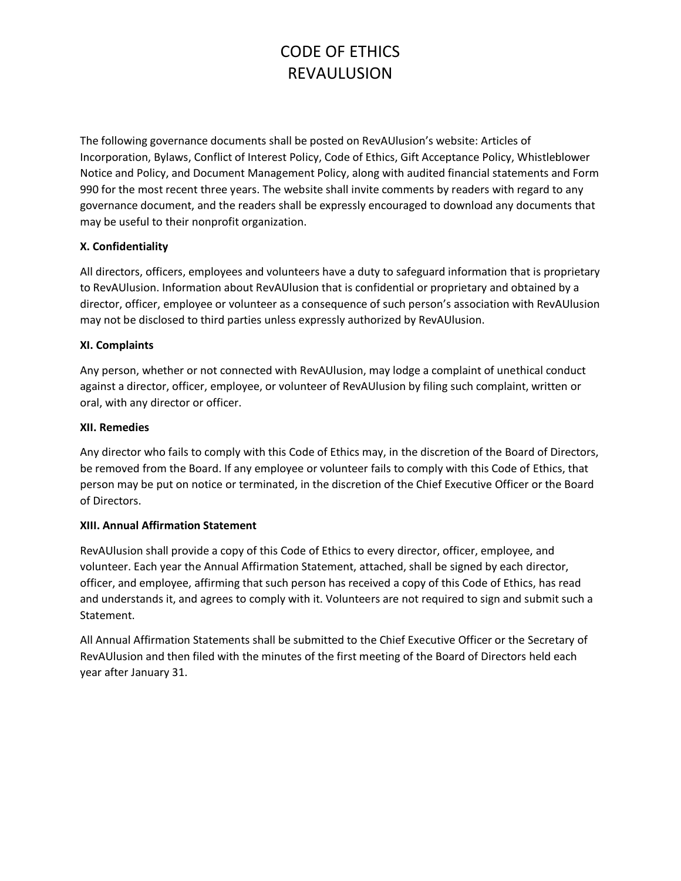# CODE OF ETHICS
# REVAULUSION

The following governance documents shall be posted on RevAUlusion's website: Articles of Incorporation, Bylaws, Conflict of Interest Policy, Code of Ethics, Gift Acceptance Policy, Whistleblower Notice and Policy, and Document Management Policy, along with audited financial statements and Form 990 for the most recent three years. The website shall invite comments by readers with regard to any governance document, and the readers shall be expressly encouraged to download any documents that may be useful to their nonprofit organization.

**X. Confidentiality**

All directors, officers, employees and volunteers have a duty to safeguard information that is proprietary to RevAUlusion. Information about RevAUlusion that is confidential or proprietary and obtained by a director, officer, employee or volunteer as a consequence of such person's association with RevAUlusion may not be disclosed to third parties unless expressly authorized by RevAUlusion.

**XI. Complaints**

Any person, whether or not connected with RevAUlusion, may lodge a complaint of unethical conduct against a director, officer, employee, or volunteer of RevAUlusion by filing such complaint, written or oral, with any director or officer.

**XII. Remedies**

Any director who fails to comply with this Code of Ethics may, in the discretion of the Board of Directors, be removed from the Board. If any employee or volunteer fails to comply with this Code of Ethics, that person may be put on notice or terminated, in the discretion of the Chief Executive Officer or the Board of Directors.

**XIII. Annual Affirmation Statement**

RevAUlusion shall provide a copy of this Code of Ethics to every director, officer, employee, and volunteer. Each year the Annual Affirmation Statement, attached, shall be signed by each director, officer, and employee, affirming that such person has received a copy of this Code of Ethics, has read and understands it, and agrees to comply with it. Volunteers are not required to sign and submit such a Statement.

All Annual Affirmation Statements shall be submitted to the Chief Executive Officer or the Secretary of RevAUlusion and then filed with the minutes of the first meeting of the Board of Directors held each year after January 31.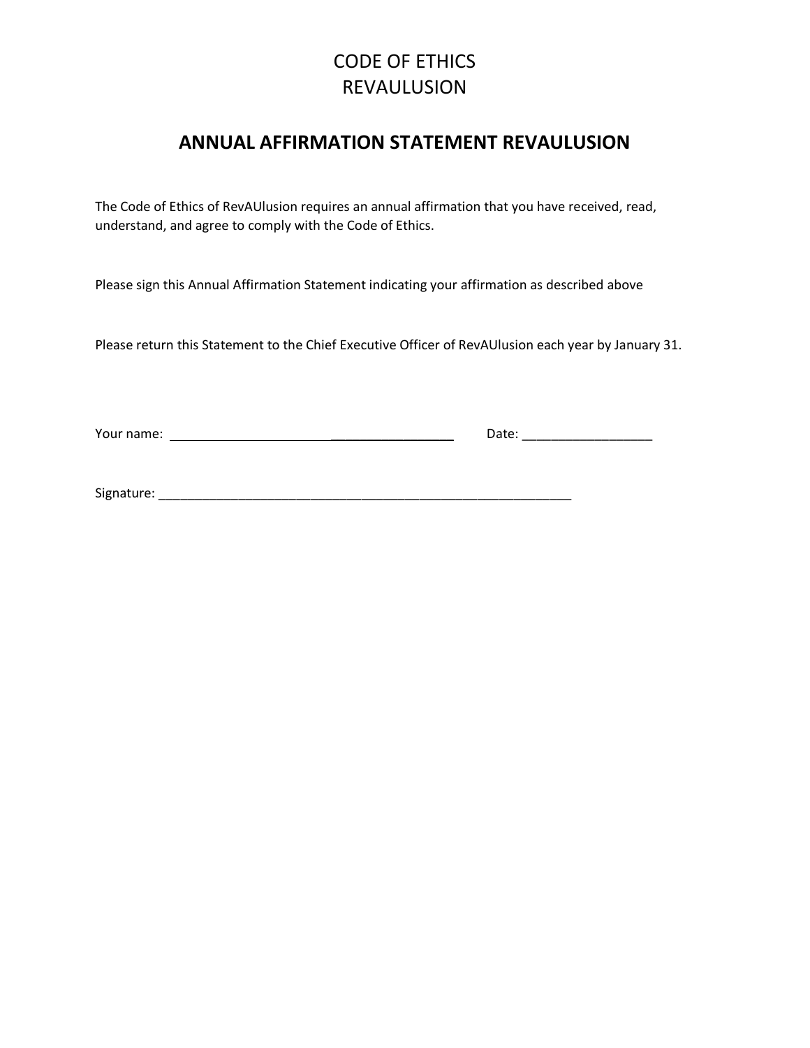CODE OF ETHICS
REVAULUSION

## ANNUAL AFFIRMATION STATEMENT REVAULUSION

The Code of Ethics of RevAUlusion requires an annual affirmation that you have received, read, understand, and agree to comply with the Code of Ethics.

Please sign this Annual Affirmation Statement indicating your affirmation as described above

Please return this Statement to the Chief Executive Officer of RevAUlusion each year by January 31.

Your name: _______________________________________ Date: __________________

Signature: ___________________________________________________________